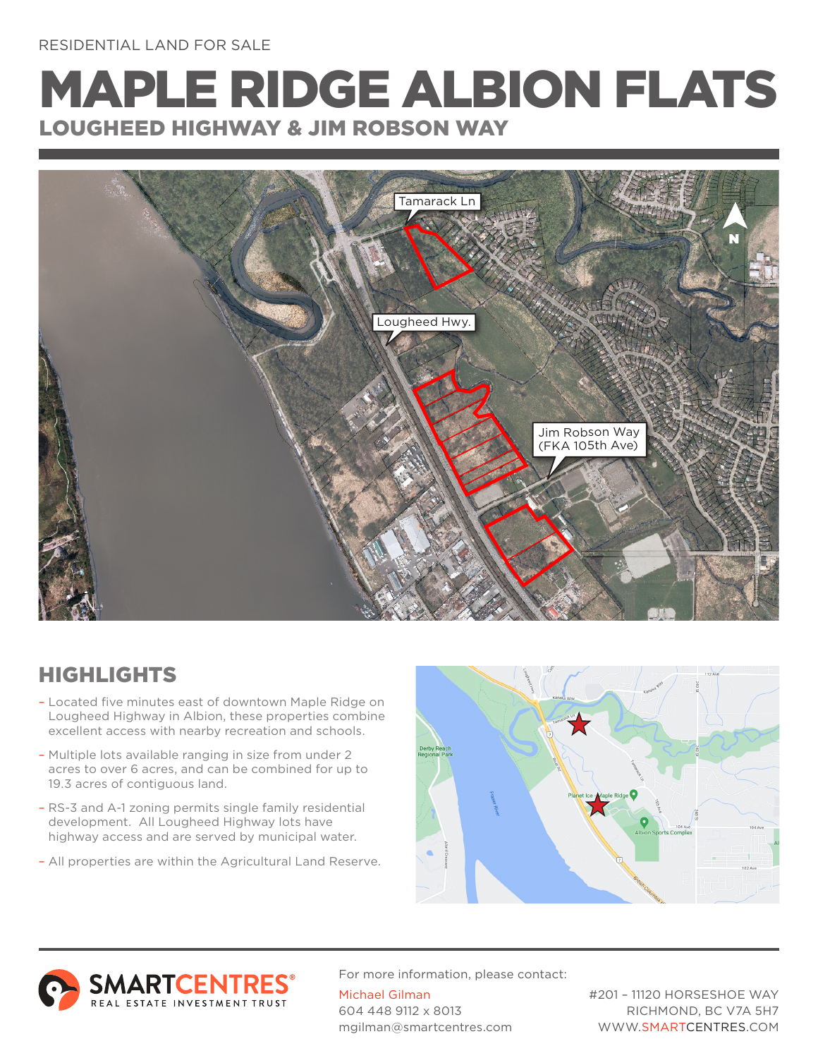RESIDENTIAL LAND FOR SALE

# MAPLE RIDGE ALBION FLATS

## LOUGHEED HIGHWAY & JIM ROBSON WAY

Tamarack Ln

Lougheed Hwy.

Jim Robson Way (FKA 105th Ave)

## HIGHLIGHTS

- Located five minutes east of downtown Maple Ridge on Lougheed Highway in Albion, these properties combine excellent access with nearby recreation and schools.
- Multiple lots available ranging in size from under 2 acres to over 6 acres, and can be combined for up to 19.3 acres of contiguous land.
- RS-3 and A-1 zoning permits single family residential development. All Lougheed Highway lots have highway access and are served by municipal water.
- All properties are within the Agricultural Land Reserve.

SMARTCENTRES® REAL ESTATE INVESTMENT TRUST

For more information, please contact:

Michael Gilman
604 448 9112 x 8013
mgilman@smartcentres.com

#201 – 11120 HORSESHOE WAY
RICHMOND, BC V7A 5H7
WWW.SMARTCENTRES.COM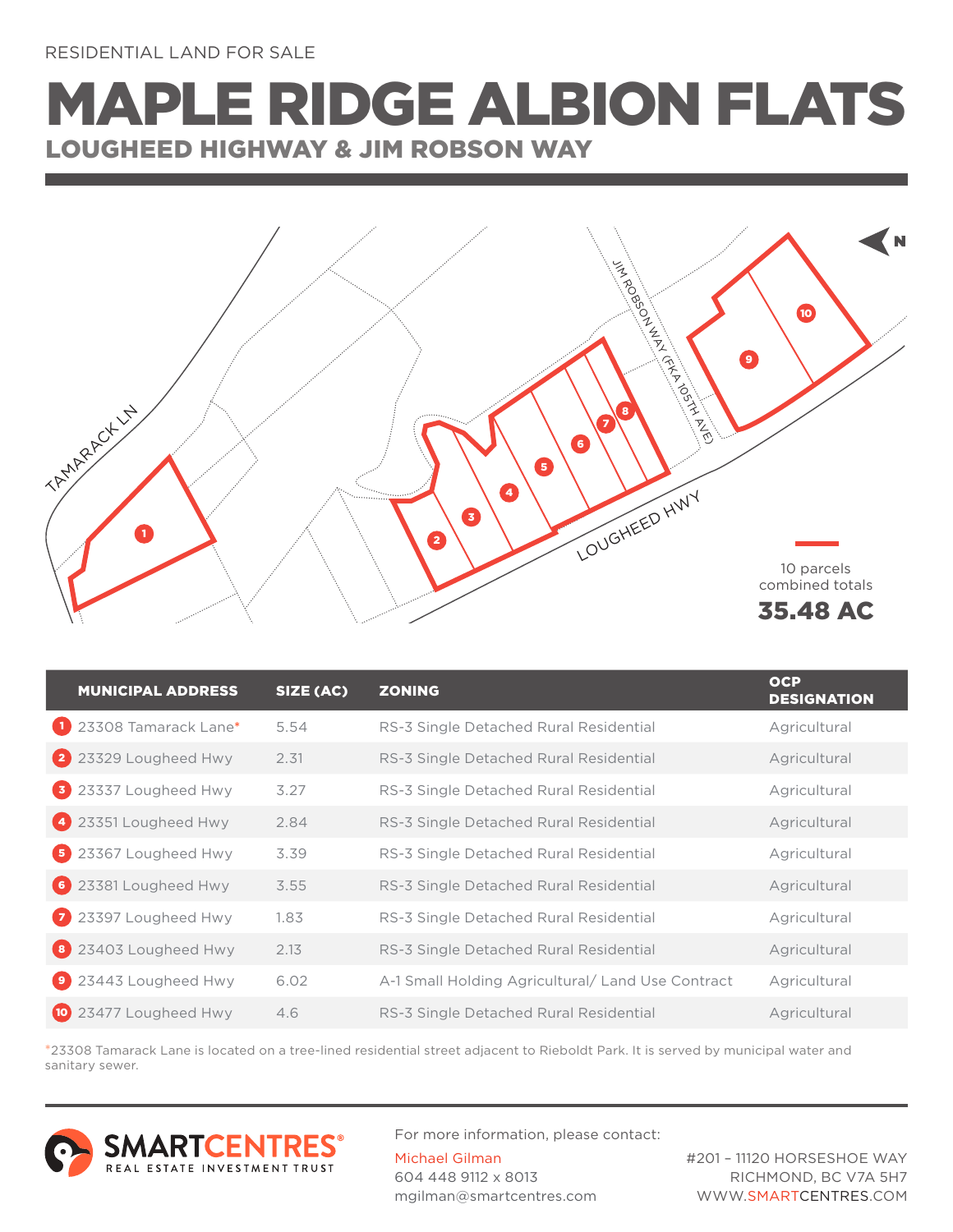RESIDENTIAL LAND FOR SALE

# MAPLE RIDGE ALBION FLATS

## LOUGHEED HIGHWAY & JIM ROBSON WAY

TAMARACK LN

JIM ROBSON WAY (FKA 105TH AVE)

LOUGHEED HWY

N

1 2 3 4 5 6 7 8 9 10

10 parcels combined totals

**35.48 AC**

| MUNICIPAL ADDRESS | SIZE (AC) | ZONING | OCP DESIGNATION |
|---|---|---|---|
| 1 23308 Tamarack Lane* | 5.54 | RS-3 Single Detached Rural Residential | Agricultural |
| 2 23329 Lougheed Hwy | 2.31 | RS-3 Single Detached Rural Residential | Agricultural |
| 3 23337 Lougheed Hwy | 3.27 | RS-3 Single Detached Rural Residential | Agricultural |
| 4 23351 Lougheed Hwy | 2.84 | RS-3 Single Detached Rural Residential | Agricultural |
| 5 23367 Lougheed Hwy | 3.39 | RS-3 Single Detached Rural Residential | Agricultural |
| 6 23381 Lougheed Hwy | 3.55 | RS-3 Single Detached Rural Residential | Agricultural |
| 7 23397 Lougheed Hwy | 1.83 | RS-3 Single Detached Rural Residential | Agricultural |
| 8 23403 Lougheed Hwy | 2.13 | RS-3 Single Detached Rural Residential | Agricultural |
| 9 23443 Lougheed Hwy | 6.02 | A-1 Small Holding Agricultural/ Land Use Contract | Agricultural |
| 10 23477 Lougheed Hwy | 4.6 | RS-3 Single Detached Rural Residential | Agricultural |

*23308 Tamarack Lane is located on a tree-lined residential street adjacent to Rieboldt Park. It is served by municipal water and sanitary sewer.

SMARTCENTRES® REAL ESTATE INVESTMENT TRUST

For more information, please contact:

Michael Gilman
604 448 9112 x 8013
mgilman@smartcentres.com

#201 – 11120 HORSESHOE WAY
RICHMOND, BC V7A 5H7
WWW.SMARTCENTRES.COM